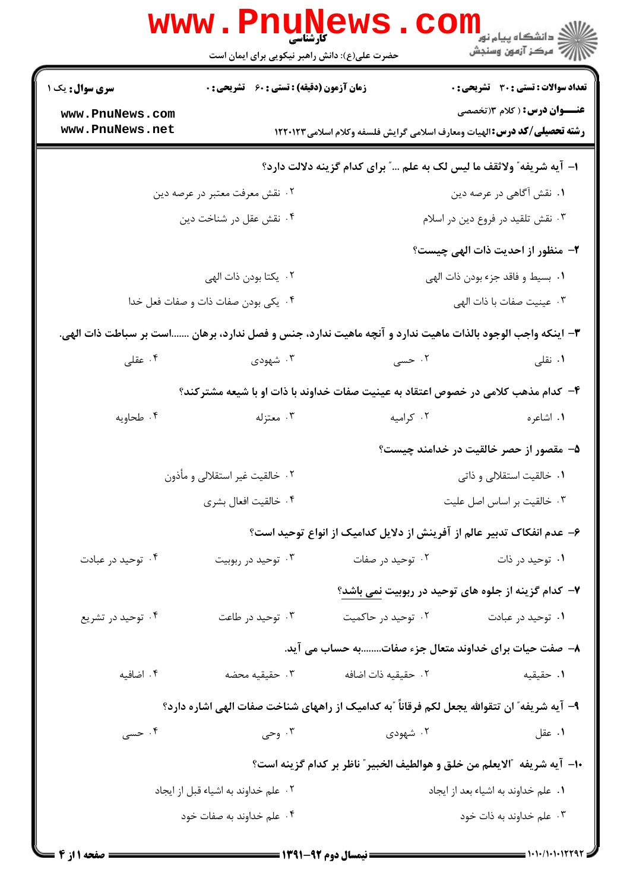**کارشناسی**

حضرت علی(ع): دانش راهبر نیکویی برای ایمان است

دانشگاه پیام نور
مرکز آزمون وسنجش

**سری سوال:** یک ۱ | **زمان آزمون (دقیقه) : تستی : ۶۰ تشریحی : ۰** | **تعداد سوالات : تستی : ۳۰ تشریحی : ۰**

**عنـــوان درس:** ( کلام ۳(تخصصی

**رشته تحصیلی/کد درس:** الهیات ومعارف اسلامی گرایش فلسفه وکلام اسلامی ۱۲۲۰۱۲۳

www.PnuNews.com
www.PnuNews.net

**۱- آیه شریفه" ولاتقف ما لیس لک به علم ..." برای کدام گزینه دلالت دارد؟**

۱. نقش آگاهی در عرصه دین
۲. نقش معرفت معتبر در عرصه دین
۳. نقش تقلید در فروع دین در اسلام
۴. نقش عقل در شناخت دین

**۲- منظور از احدیت ذات الهی چیست؟**

۱. بسیط و فاقد جزء بودن ذات الهی
۲. یکتا بودن ذات الهی
۳. عینیت صفات با ذات الهی
۴. یکی بودن صفات ذات و صفات فعل خدا

**۳- اینکه واجب الوجود بالذات ماهیت ندارد و آنچه ماهیت ندارد، جنس و فصل ندارد، برهان .......است بر سباطت ذات الهی.**

۱. نقلی
۲. حسی
۳. شهودی
۴. عقلی

**۴- کدام مذهب کلامی در خصوص اعتقاد به عینیت صفات خداوند با ذات او با شیعه مشترکند؟**

۱. اشاعره
۲. کرامیه
۳. معتزله
۴. طحاویه

**۵- مقصور از حصر خالقیت در خدامند چیست؟**

۱. خالقیت استقلالی و ذاتی
۲. خالقیت غیر استقلالی و مأذون
۳. خالقیت بر اساس اصل علیت
۴. خالقیت افعال بشری

**۶- عدم انفکاک تدبیر عالم از آفرینش از دلایل کدامیک از انواع توحید است؟**

۱. توحید در ذات
۲. توحید در صفات
۳. توحید در ربوبیت
۴. توحید در عبادت

**۷- کدام گزینه از جلوه های توحید در ربوبیت نمی باشد؟**

۱. توحید در عبادت
۲. توحید در حاکمیت
۳. توحید در طاعت
۴. توحید در تشریع

**۸- صفت حیات برای خداوند متعال جزء صفات........به حساب می آید.**

۱. حقیقیه
۲. حقیقیه ذات اضافه
۳. حقیقیه محضه
۴. اضافیه

**۹- آیه شریفه" ان تتقوالله یجعل لکم فرقاناً "به کدامیک از راههای شناخت صفات الهی اشاره دارد؟**

۱. عقل
۲. شهودی
۳. وحی
۴. حسی

**۱۰- آیه شریفه "الایعلم من خلق و هوالطیف الخبیر" ناظر بر کدام گزینه است؟**

۱. علم خداوند به اشیاء بعد از ایجاد
۲. علم خداوند به اشیاء قبل از ایجاد
۳. علم خداوند به ذات خود
۴. علم خداوند به صفات خود

نیمسال دوم ۹۲-۱۳۹۱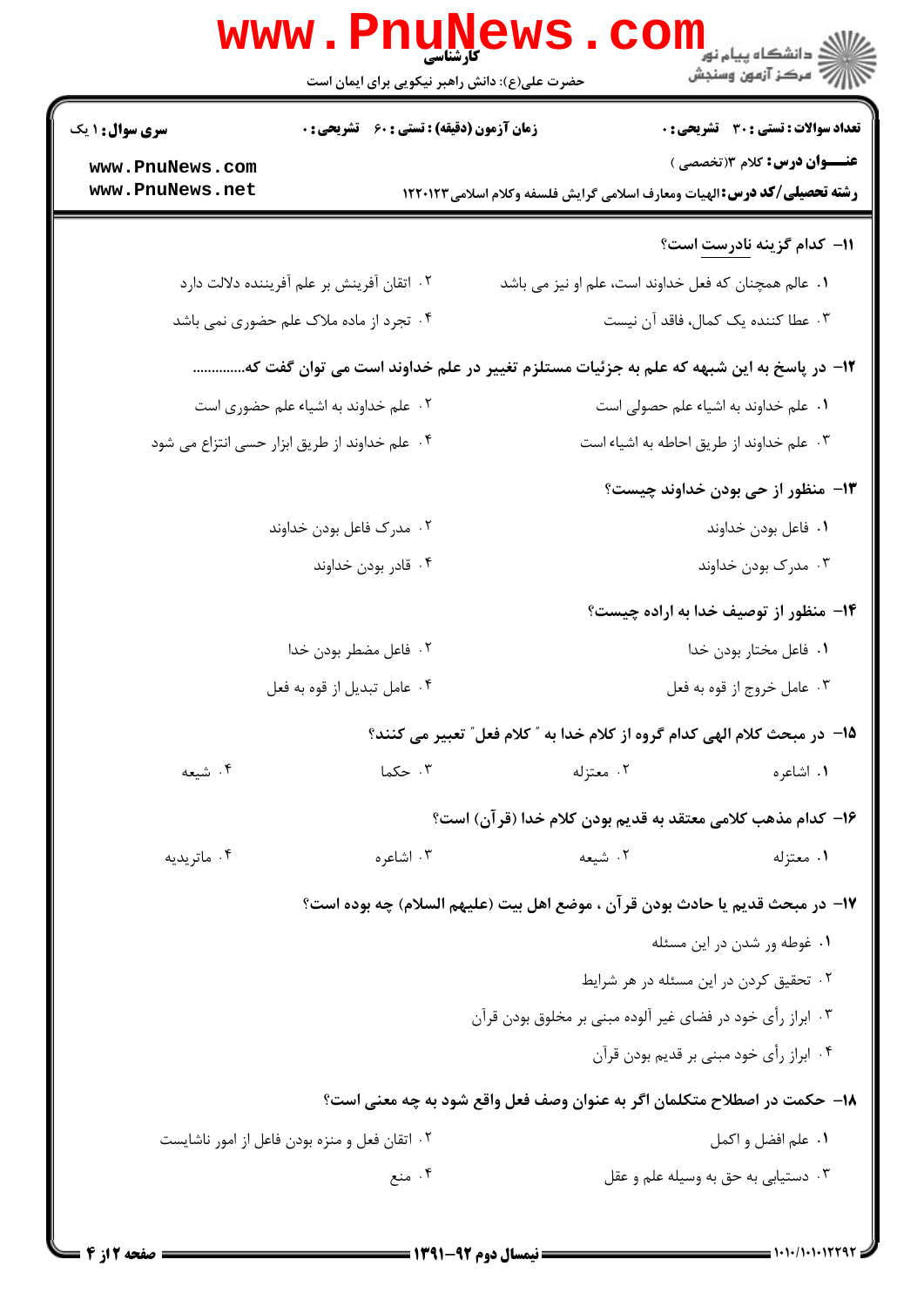**سری سوال: ۱ یک** | **زمان آزمون (دقیقه) : تستی : ۶۰ تشریحی : ۰** | **تعداد سوالات : تستی : ۳۰ تشریحی : ۰**

**عنـــوان درس:** کلام ۳(تخصصی )

**رشته تحصیلی/کد درس:** الهیات ومعارف اسلامی گرایش فلسفه وکلام اسلامی ۱۲۲۰۱۲۳

**۱۱- کدام گزینه نادرست است؟**

۱. عالم همچنان که فعل خداوند است، علم او نیز می باشد

۲. اتقان آفرینش بر علم آفریننده دلالت دارد

۳. عطا کننده یک کمال، فاقد آن نیست

۴. تجرد از ماده ملاک علم حضوری نمی باشد

**۱۲- در پاسخ به این شبهه که علم به جزئیات مستلزم تغییر در علم خداوند است می توان گفت که..............**

۱. علم خداوند به اشیاء علم حصولی است

۲. علم خداوند به اشیاء علم حضوری است

۳. علم خداوند از طریق احاطه به اشیاء است

۴. علم خداوند از طریق ابزار حسی انتزاع می شود

**۱۳- منظور از حی بودن خداوند چیست؟**

۱. فاعل بودن خداوند

۲. مدرک فاعل بودن خداوند

۳. مدرک بودن خداوند

۴. قادر بودن خداوند

**۱۴- منظور از توصیف خدا به اراده چیست؟**

۱. فاعل مختار بودن خدا

۲. فاعل مضطر بودن خدا

۳. عامل خروج از قوه به فعل

۴. عامل تبدیل از قوه به فعل

**۱۵- در مبحث کلام الهی کدام گروه از کلام خدا به " کلام فعل" تعبیر می کنند؟**

۱. اشاعره

۲. معتزله

۳. حکما

۴. شیعه

**۱۶- کدام مذهب کلامی معتقد به قدیم بودن کلام خدا (قرآن) است؟**

۱. معتزله

۲. شیعه

۳. اشاعره

۴. ماتریدیه

**۱۷- در مبحث قدیم یا حادث بودن قرآن ، موضع اهل بیت (علیهم السلام) چه بوده است؟**

۱. غوطه ور شدن در این مسئله

۲. تحقیق کردن در این مسئله در هر شرایط

۳. ابراز رأی خود در فضای غیر آلوده مبنی بر مخلوق بودن قرآن

۴. ابراز رأی خود مبنی بر قدیم بودن قرآن

**۱۸- حکمت در اصطلاح متکلمان اگر به عنوان وصف فعل واقع شود به چه معنی است؟**

۱. علم افضل و اکمل

۲. اتقان فعل و منزه بودن فاعل از امور ناشایست

۳. دستیابی به حق به وسیله علم و عقل

۴. منع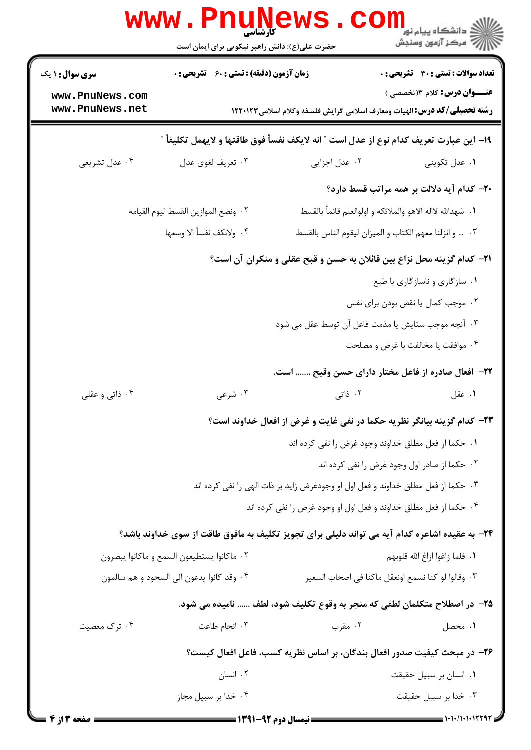۱۹- این عبارت تعریف کدام نوع از عدل است " انه لایکف نفساً فوق طاقتها و لایهمل تکلیفاً "

۱. عدل تکوینی
۲. عدل اجزایی
۳. تعریف لغوی عدل
۴. عدل تشریعی

۲۰- کدام آیه دلالت بر همه مراتب قسط دارد؟

۱. شهدالله لااله الاهو والملائکه و اولوالعلم قائماً بالقسط
۲. ونضع الموازین القسط لیوم القیامه
۳. ... و انزلنا معهم الکتاب و المیزان لیقوم الناس بالقسط
۴. ولانکف نفساً الا وسعها

۲۱- کدام گزینه محل نزاع بین قائلان به حسن و قبح عقلی و منکران آن است؟

۱. سازگاری و ناسازگاری با طبع
۲. موجب کمال یا نقص بودن برای نفس
۳. آنچه موجب ستایش یا مذمت فاعل آن توسط عقل می شود
۴. موافقت یا مخالفت با غرض و مصلحت

۲۲- افعال صادره از فاعل مختار دارای حسن وقبح ....... است.

۱. عقل
۲. ذاتی
۳. شرعی
۴. ذاتی و عقلی

۲۳- کدام گزینه بیانگر نظریه حکما در نفی غایت و غرض از افعال خداوند است؟

۱. حکما از فعل مطلق خداوند وجود غرض را نفی کرده اند
۲. حکما از صادر اول وجود غرض را نفی کرده اند
۳. حکما از فعل مطلق خداوند و فعل اول او وجودغرض زاید بر ذات الهی را نفی کرده اند
۴. حکما از فعل مطلق خداوند و فعل اول او وجود غرض را نفی کرده اند

۲۴- به عقیده اشاعره کدام آیه می تواند دلیلی برای تجویز تکلیف به مافوق طاقت از سوی خداوند باشد؟

۱. فلما زاغوا ازاغ الله قلوبهم
۲. ماکانوا یستطیعون السمع و ماکانوا یبصرون
۳. وقالوا لو کنا نسمع اونعقل ماکنا فی اصحاب السعیر
۴. وقد کانوا یدعون الی السجود و هم سالمون

۲۵- در اصطلاح متکلمان لطفی که منجر به وقوع تکلیف شود، لطف ...... نامیده می شود.

۱. محصل
۲. مقرب
۳. انجام طاعت
۴. ترک معصیت

۲۶- در مبحث کیفیت صدور افعال بندگان، بر اساس نظریه کسب، فاعل افعال کیست؟

۱. انسان بر سبیل حقیقت
۲. انسان
۳. خدا بر سبیل حقیقت
۴. خدا بر سبیل مجاز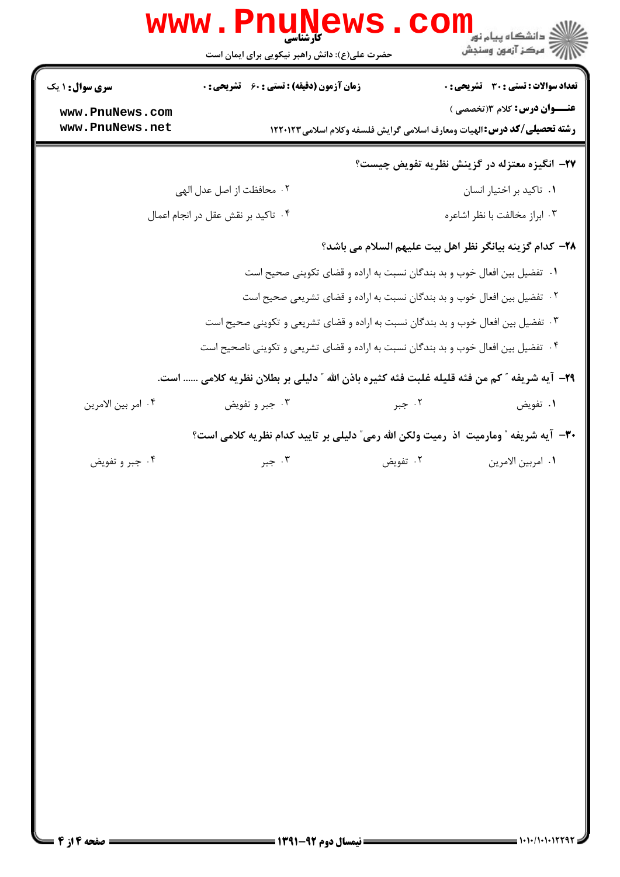**۲۷- انگیزه معتزله در گزینش نظریه تفویض چیست؟**

۱. تاکید بر اختیار انسان

۲. محافظت از اصل عدل الهی

۳. ابراز مخالفت با نظر اشاعره

۴. تاکید بر نقش عقل در انجام اعمال

**۲۸- کدام گزینه بیانگر نظر اهل بیت علیهم السلام می باشد؟**

۱. تفضیل بین افعال خوب و بد بندگان نسبت به اراده و قضای تکوینی صحیح است

۲. تفضیل بین افعال خوب و بد بندگان نسبت به اراده و قضای تشریعی صحیح است

۳. تفضیل بین افعال خوب و بد بندگان نسبت به اراده و قضای تشریعی و تکوینی صحیح است

۴. تفضیل بین افعال خوب و بد بندگان نسبت به اراده و قضای تشریعی و تکوینی ناصحیح است

**۲۹- آیه شریفه " کم من فئه قلیله غلبت فئه کثیره باذن الله " دلیلی بر بطلان نظریه کلامی ...... است.**

۱. تفویض

۲. جبر

۳. جبر و تفویض

۴. امر بین الامرین

**۳۰- آیه شریفه " ومارمیت اذ رمیت ولکن الله رمی" دلیلی بر تایید کدام نظریه کلامی است؟**

۱. امربین الامرین

۲. تفویض

۳. جبر

۴. جبر و تفویض